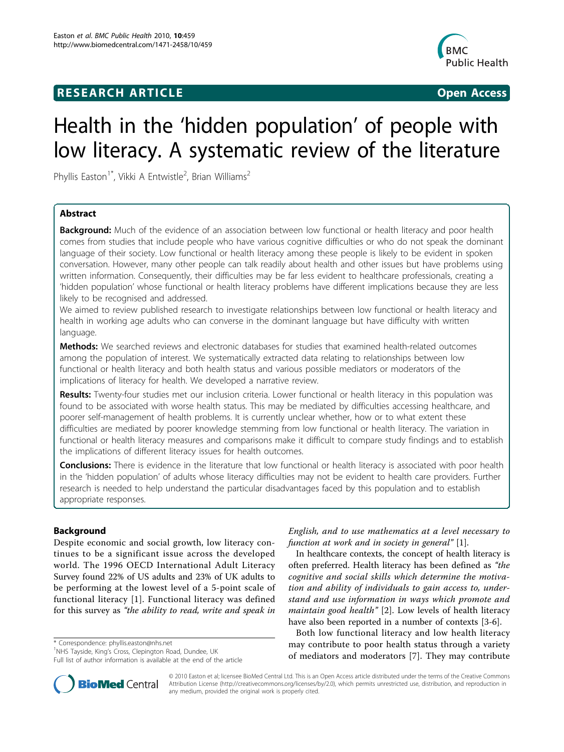**RESEARCH ARTICLE** **Open Access**

# Health in the 'hidden population' of people with low literacy. A systematic review of the literature

Phyllis Easton[1*], Vikki A Entwistle[2], Brian Williams[2]

## Abstract

**Background:** Much of the evidence of an association between low functional or health literacy and poor health comes from studies that include people who have various cognitive difficulties or who do not speak the dominant language of their society. Low functional or health literacy among these people is likely to be evident in spoken conversation. However, many other people can talk readily about health and other issues but have problems using written information. Consequently, their difficulties may be far less evident to healthcare professionals, creating a 'hidden population' whose functional or health literacy problems have different implications because they are less likely to be recognised and addressed.

We aimed to review published research to investigate relationships between low functional or health literacy and health in working age adults who can converse in the dominant language but have difficulty with written language.

**Methods:** We searched reviews and electronic databases for studies that examined health-related outcomes among the population of interest. We systematically extracted data relating to relationships between low functional or health literacy and both health status and various possible mediators or moderators of the implications of literacy for health. We developed a narrative review.

**Results:** Twenty-four studies met our inclusion criteria. Lower functional or health literacy in this population was found to be associated with worse health status. This may be mediated by difficulties accessing healthcare, and poorer self-management of health problems. It is currently unclear whether, how or to what extent these difficulties are mediated by poorer knowledge stemming from low functional or health literacy. The variation in functional or health literacy measures and comparisons make it difficult to compare study findings and to establish the implications of different literacy issues for health outcomes.

**Conclusions:** There is evidence in the literature that low functional or health literacy is associated with poor health in the 'hidden population' of adults whose literacy difficulties may not be evident to health care providers. Further research is needed to help understand the particular disadvantages faced by this population and to establish appropriate responses.

## Background

Despite economic and social growth, low literacy continues to be a significant issue across the developed world. The 1996 OECD International Adult Literacy Survey found 22% of US adults and 23% of UK adults to be performing at the lowest level of a 5-point scale of functional literacy [1]. Functional literacy was defined for this survey as *"the ability to read, write and speak in English, and to use mathematics at a level necessary to function at work and in society in general"* [1].

In healthcare contexts, the concept of health literacy is often preferred. Health literacy has been defined as *"the cognitive and social skills which determine the motivation and ability of individuals to gain access to, understand and use information in ways which promote and maintain good health"* [2]. Low levels of health literacy have also been reported in a number of contexts [3-6].

Both low functional literacy and low health literacy may contribute to poor health status through a variety of mediators and moderators [7]. They may contribute

\* Correspondence: phyllis.easton@nhs.net
[1]NHS Tayside, King's Cross, Clepington Road, Dundee, UK
Full list of author information is available at the end of the article

© 2010 Easton et al; licensee BioMed Central Ltd. This is an Open Access article distributed under the terms of the Creative Commons Attribution License (http://creativecommons.org/licenses/by/2.0), which permits unrestricted use, distribution, and reproduction in any medium, provided the original work is properly cited.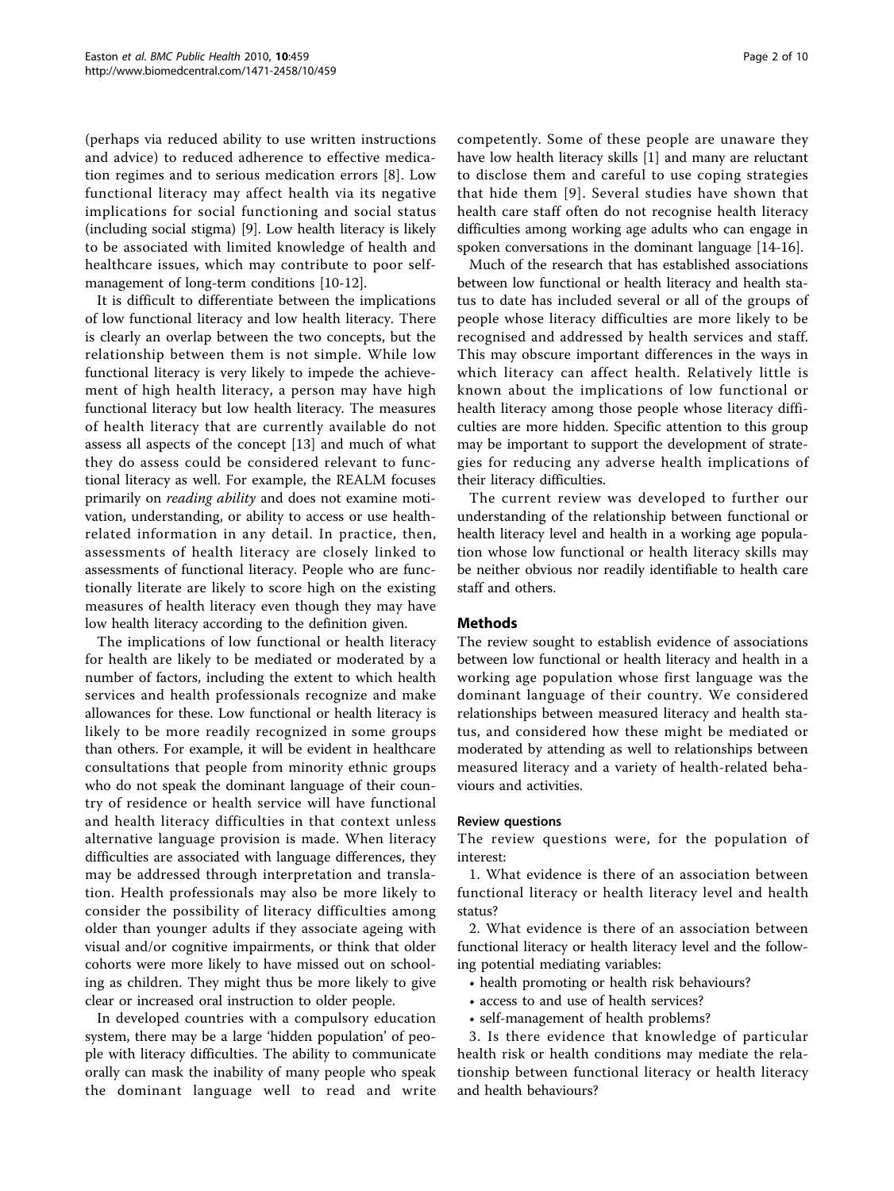(perhaps via reduced ability to use written instructions and advice) to reduced adherence to effective medication regimes and to serious medication errors [8]. Low functional literacy may affect health via its negative implications for social functioning and social status (including social stigma) [9]. Low health literacy is likely to be associated with limited knowledge of health and healthcare issues, which may contribute to poor self-management of long-term conditions [10-12].

It is difficult to differentiate between the implications of low functional literacy and low health literacy. There is clearly an overlap between the two concepts, but the relationship between them is not simple. While low functional literacy is very likely to impede the achievement of high health literacy, a person may have high functional literacy but low health literacy. The measures of health literacy that are currently available do not assess all aspects of the concept [13] and much of what they do assess could be considered relevant to functional literacy as well. For example, the REALM focuses primarily on *reading ability* and does not examine motivation, understanding, or ability to access or use health-related information in any detail. In practice, then, assessments of health literacy are closely linked to assessments of functional literacy. People who are functionally literate are likely to score high on the existing measures of health literacy even though they may have low health literacy according to the definition given.

The implications of low functional or health literacy for health are likely to be mediated or moderated by a number of factors, including the extent to which health services and health professionals recognize and make allowances for these. Low functional or health literacy is likely to be more readily recognized in some groups than others. For example, it will be evident in healthcare consultations that people from minority ethnic groups who do not speak the dominant language of their country of residence or health service will have functional and health literacy difficulties in that context unless alternative language provision is made. When literacy difficulties are associated with language differences, they may be addressed through interpretation and translation. Health professionals may also be more likely to consider the possibility of literacy difficulties among older than younger adults if they associate ageing with visual and/or cognitive impairments, or think that older cohorts were more likely to have missed out on schooling as children. They might thus be more likely to give clear or increased oral instruction to older people.

In developed countries with a compulsory education system, there may be a large 'hidden population' of people with literacy difficulties. The ability to communicate orally can mask the inability of many people who speak the dominant language well to read and write competently. Some of these people are unaware they have low health literacy skills [1] and many are reluctant to disclose them and careful to use coping strategies that hide them [9]. Several studies have shown that health care staff often do not recognise health literacy difficulties among working age adults who can engage in spoken conversations in the dominant language [14-16].

Much of the research that has established associations between low functional or health literacy and health status to date has included several or all of the groups of people whose literacy difficulties are more likely to be recognised and addressed by health services and staff. This may obscure important differences in the ways in which literacy can affect health. Relatively little is known about the implications of low functional or health literacy among those people whose literacy difficulties are more hidden. Specific attention to this group may be important to support the development of strategies for reducing any adverse health implications of their literacy difficulties.

The current review was developed to further our understanding of the relationship between functional or health literacy level and health in a working age population whose low functional or health literacy skills may be neither obvious nor readily identifiable to health care staff and others.

## Methods

The review sought to establish evidence of associations between low functional or health literacy and health in a working age population whose first language was the dominant language of their country. We considered relationships between measured literacy and health status, and considered how these might be mediated or moderated by attending as well to relationships between measured literacy and a variety of health-related behaviours and activities.

### Review questions

The review questions were, for the population of interest:

1. What evidence is there of an association between functional literacy or health literacy level and health status?

2. What evidence is there of an association between functional literacy or health literacy level and the following potential mediating variables:

- health promoting or health risk behaviours?
- access to and use of health services?
- self-management of health problems?

3. Is there evidence that knowledge of particular health risk or health conditions may mediate the relationship between functional literacy or health literacy and health behaviours?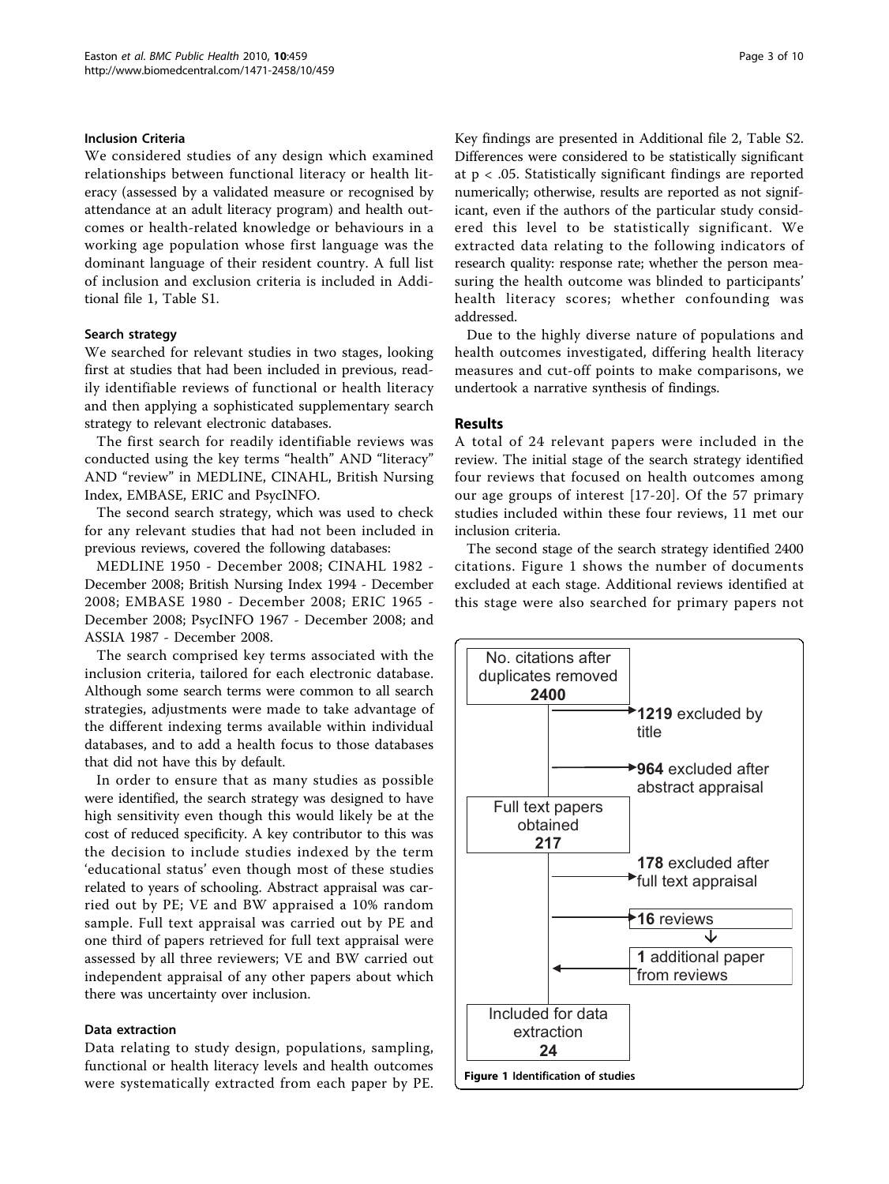### Inclusion Criteria

We considered studies of any design which examined relationships between functional literacy or health literacy (assessed by a validated measure or recognised by attendance at an adult literacy program) and health outcomes or health-related knowledge or behaviours in a working age population whose first language was the dominant language of their resident country. A full list of inclusion and exclusion criteria is included in Additional file 1, Table S1.

### Search strategy

We searched for relevant studies in two stages, looking first at studies that had been included in previous, readily identifiable reviews of functional or health literacy and then applying a sophisticated supplementary search strategy to relevant electronic databases.

The first search for readily identifiable reviews was conducted using the key terms "health" AND "literacy" AND "review" in MEDLINE, CINAHL, British Nursing Index, EMBASE, ERIC and PsycINFO.

The second search strategy, which was used to check for any relevant studies that had not been included in previous reviews, covered the following databases:

MEDLINE 1950 - December 2008; CINAHL 1982 - December 2008; British Nursing Index 1994 - December 2008; EMBASE 1980 - December 2008; ERIC 1965 - December 2008; PsycINFO 1967 - December 2008; and ASSIA 1987 - December 2008.

The search comprised key terms associated with the inclusion criteria, tailored for each electronic database. Although some search terms were common to all search strategies, adjustments were made to take advantage of the different indexing terms available within individual databases, and to add a health focus to those databases that did not have this by default.

In order to ensure that as many studies as possible were identified, the search strategy was designed to have high sensitivity even though this would likely be at the cost of reduced specificity. A key contributor to this was the decision to include studies indexed by the term 'educational status' even though most of these studies related to years of schooling. Abstract appraisal was carried out by PE; VE and BW appraised a 10% random sample. Full text appraisal was carried out by PE and one third of papers retrieved for full text appraisal were assessed by all three reviewers; VE and BW carried out independent appraisal of any other papers about which there was uncertainty over inclusion.

### Data extraction

Data relating to study design, populations, sampling, functional or health literacy levels and health outcomes were systematically extracted from each paper by PE. Key findings are presented in Additional file 2, Table S2. Differences were considered to be statistically significant at $p < .05$. Statistically significant findings are reported numerically; otherwise, results are reported as not significant, even if the authors of the particular study considered this level to be statistically significant. We extracted data relating to the following indicators of research quality: response rate; whether the person measuring the health outcome was blinded to participants' health literacy scores; whether confounding was addressed.

Due to the highly diverse nature of populations and health outcomes investigated, differing health literacy measures and cut-off points to make comparisons, we undertook a narrative synthesis of findings.

## Results

A total of 24 relevant papers were included in the review. The initial stage of the search strategy identified four reviews that focused on health outcomes among our age groups of interest [17-20]. Of the 57 primary studies included within these four reviews, 11 met our inclusion criteria.

The second stage of the search strategy identified 2400 citations. Figure 1 shows the number of documents excluded at each stage. Additional reviews identified at this stage were also searched for primary papers not

No. citations after duplicates removed **2400**

**1219** excluded by title

**964** excluded after abstract appraisal

Full text papers obtained **217**

**178** excluded after full text appraisal

**16** reviews

**1** additional paper from reviews

Included for data extraction **24**

**Figure 1** Identification of studies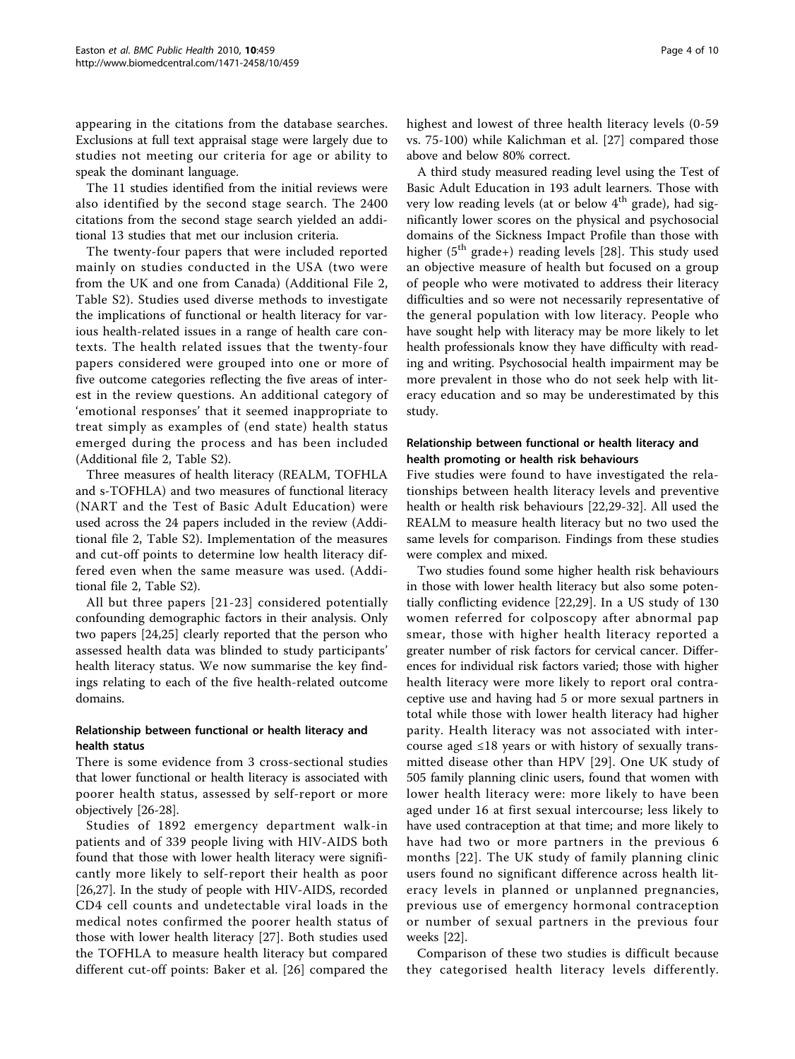appearing in the citations from the database searches. Exclusions at full text appraisal stage were largely due to studies not meeting our criteria for age or ability to speak the dominant language.

The 11 studies identified from the initial reviews were also identified by the second stage search. The 2400 citations from the second stage search yielded an additional 13 studies that met our inclusion criteria.

The twenty-four papers that were included reported mainly on studies conducted in the USA (two were from the UK and one from Canada) (Additional File 2, Table S2). Studies used diverse methods to investigate the implications of functional or health literacy for various health-related issues in a range of health care contexts. The health related issues that the twenty-four papers considered were grouped into one or more of five outcome categories reflecting the five areas of interest in the review questions. An additional category of 'emotional responses' that it seemed inappropriate to treat simply as examples of (end state) health status emerged during the process and has been included (Additional file 2, Table S2).

Three measures of health literacy (REALM, TOFHLA and s-TOFHLA) and two measures of functional literacy (NART and the Test of Basic Adult Education) were used across the 24 papers included in the review (Additional file 2, Table S2). Implementation of the measures and cut-off points to determine low health literacy differed even when the same measure was used. (Additional file 2, Table S2).

All but three papers [21-23] considered potentially confounding demographic factors in their analysis. Only two papers [24,25] clearly reported that the person who assessed health data was blinded to study participants' health literacy status. We now summarise the key findings relating to each of the five health-related outcome domains.

### Relationship between functional or health literacy and health status

There is some evidence from 3 cross-sectional studies that lower functional or health literacy is associated with poorer health status, assessed by self-report or more objectively [26-28].

Studies of 1892 emergency department walk-in patients and of 339 people living with HIV-AIDS both found that those with lower health literacy were significantly more likely to self-report their health as poor [26,27]. In the study of people with HIV-AIDS, recorded CD4 cell counts and undetectable viral loads in the medical notes confirmed the poorer health status of those with lower health literacy [27]. Both studies used the TOFHLA to measure health literacy but compared different cut-off points: Baker et al. [26] compared the highest and lowest of three health literacy levels (0-59 vs. 75-100) while Kalichman et al. [27] compared those above and below 80% correct.

A third study measured reading level using the Test of Basic Adult Education in 193 adult learners. Those with very low reading levels (at or below 4th grade), had significantly lower scores on the physical and psychosocial domains of the Sickness Impact Profile than those with higher (5th grade+) reading levels [28]. This study used an objective measure of health but focused on a group of people who were motivated to address their literacy difficulties and so were not necessarily representative of the general population with low literacy. People who have sought help with literacy may be more likely to let health professionals know they have difficulty with reading and writing. Psychosocial health impairment may be more prevalent in those who do not seek help with literacy education and so may be underestimated by this study.

### Relationship between functional or health literacy and health promoting or health risk behaviours

Five studies were found to have investigated the relationships between health literacy levels and preventive health or health risk behaviours [22,29-32]. All used the REALM to measure health literacy but no two used the same levels for comparison. Findings from these studies were complex and mixed.

Two studies found some higher health risk behaviours in those with lower health literacy but also some potentially conflicting evidence [22,29]. In a US study of 130 women referred for colposcopy after abnormal pap smear, those with higher health literacy reported a greater number of risk factors for cervical cancer. Differences for individual risk factors varied; those with higher health literacy were more likely to report oral contraceptive use and having had 5 or more sexual partners in total while those with lower health literacy had higher parity. Health literacy was not associated with intercourse aged ≤18 years or with history of sexually transmitted disease other than HPV [29]. One UK study of 505 family planning clinic users, found that women with lower health literacy were: more likely to have been aged under 16 at first sexual intercourse; less likely to have used contraception at that time; and more likely to have had two or more partners in the previous 6 months [22]. The UK study of family planning clinic users found no significant difference across health literacy levels in planned or unplanned pregnancies, previous use of emergency hormonal contraception or number of sexual partners in the previous four weeks [22].

Comparison of these two studies is difficult because they categorised health literacy levels differently.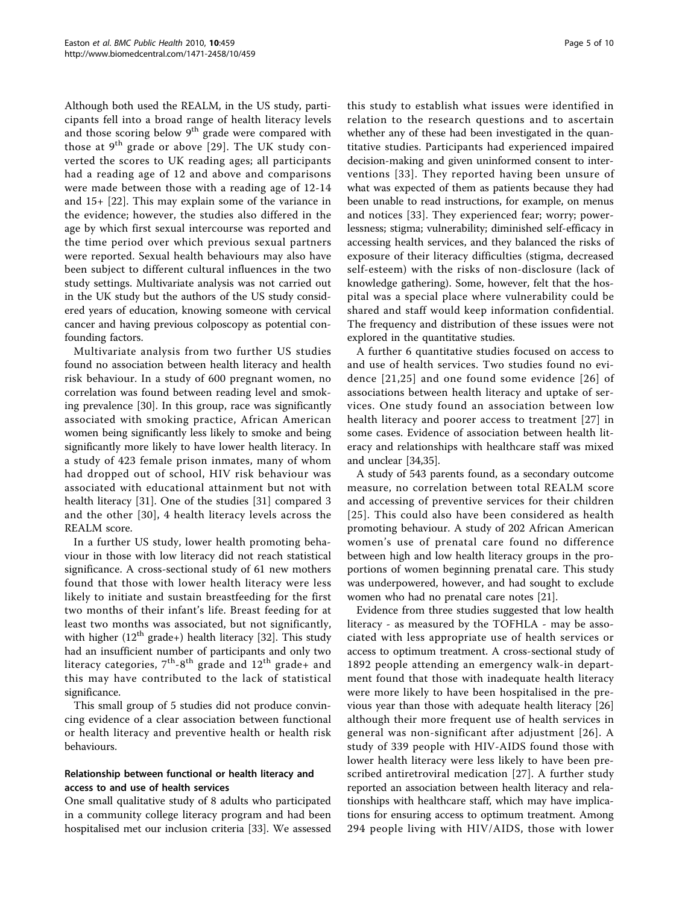Although both used the REALM, in the US study, participants fell into a broad range of health literacy levels and those scoring below 9th grade were compared with those at 9th grade or above [29]. The UK study converted the scores to UK reading ages; all participants had a reading age of 12 and above and comparisons were made between those with a reading age of 12-14 and 15+ [22]. This may explain some of the variance in the evidence; however, the studies also differed in the age by which first sexual intercourse was reported and the time period over which previous sexual partners were reported. Sexual health behaviours may also have been subject to different cultural influences in the two study settings. Multivariate analysis was not carried out in the UK study but the authors of the US study considered years of education, knowing someone with cervical cancer and having previous colposcopy as potential confounding factors.

Multivariate analysis from two further US studies found no association between health literacy and health risk behaviour. In a study of 600 pregnant women, no correlation was found between reading level and smoking prevalence [30]. In this group, race was significantly associated with smoking practice, African American women being significantly less likely to smoke and being significantly more likely to have lower health literacy. In a study of 423 female prison inmates, many of whom had dropped out of school, HIV risk behaviour was associated with educational attainment but not with health literacy [31]. One of the studies [31] compared 3 and the other [30], 4 health literacy levels across the REALM score.

In a further US study, lower health promoting behaviour in those with low literacy did not reach statistical significance. A cross-sectional study of 61 new mothers found that those with lower health literacy were less likely to initiate and sustain breastfeeding for the first two months of their infant's life. Breast feeding for at least two months was associated, but not significantly, with higher (12th grade+) health literacy [32]. This study had an insufficient number of participants and only two literacy categories, 7th-8th grade and 12th grade+ and this may have contributed to the lack of statistical significance.

This small group of 5 studies did not produce convincing evidence of a clear association between functional or health literacy and preventive health or health risk behaviours.

### Relationship between functional or health literacy and access to and use of health services

One small qualitative study of 8 adults who participated in a community college literacy program and had been hospitalised met our inclusion criteria [33]. We assessed this study to establish what issues were identified in relation to the research questions and to ascertain whether any of these had been investigated in the quantitative studies. Participants had experienced impaired decision-making and given uninformed consent to interventions [33]. They reported having been unsure of what was expected of them as patients because they had been unable to read instructions, for example, on menus and notices [33]. They experienced fear; worry; powerlessness; stigma; vulnerability; diminished self-efficacy in accessing health services, and they balanced the risks of exposure of their literacy difficulties (stigma, decreased self-esteem) with the risks of non-disclosure (lack of knowledge gathering). Some, however, felt that the hospital was a special place where vulnerability could be shared and staff would keep information confidential. The frequency and distribution of these issues were not explored in the quantitative studies.

A further 6 quantitative studies focused on access to and use of health services. Two studies found no evidence [21,25] and one found some evidence [26] of associations between health literacy and uptake of services. One study found an association between low health literacy and poorer access to treatment [27] in some cases. Evidence of association between health literacy and relationships with healthcare staff was mixed and unclear [34,35].

A study of 543 parents found, as a secondary outcome measure, no correlation between total REALM score and accessing of preventive services for their children [25]. This could also have been considered as health promoting behaviour. A study of 202 African American women's use of prenatal care found no difference between high and low health literacy groups in the proportions of women beginning prenatal care. This study was underpowered, however, and had sought to exclude women who had no prenatal care notes [21].

Evidence from three studies suggested that low health literacy - as measured by the TOFHLA - may be associated with less appropriate use of health services or access to optimum treatment. A cross-sectional study of 1892 people attending an emergency walk-in department found that those with inadequate health literacy were more likely to have been hospitalised in the previous year than those with adequate health literacy [26] although their more frequent use of health services in general was non-significant after adjustment [26]. A study of 339 people with HIV-AIDS found those with lower health literacy were less likely to have been prescribed antiretroviral medication [27]. A further study reported an association between health literacy and relationships with healthcare staff, which may have implications for ensuring access to optimum treatment. Among 294 people living with HIV/AIDS, those with lower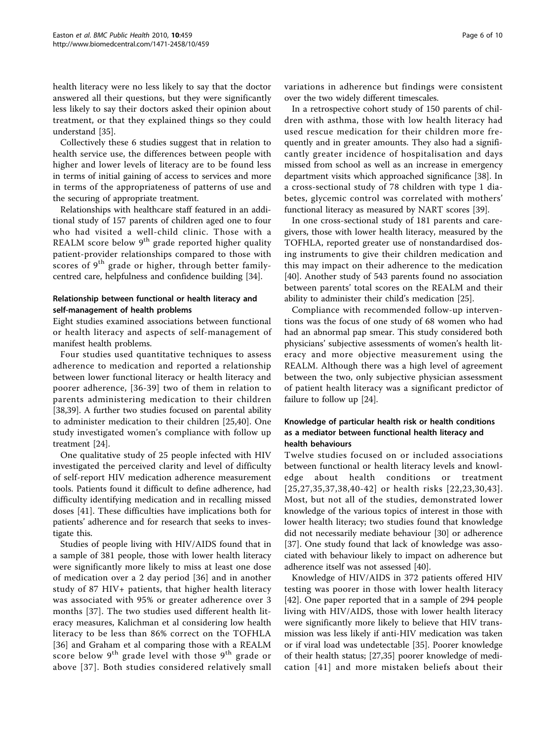health literacy were no less likely to say that the doctor answered all their questions, but they were significantly less likely to say their doctors asked their opinion about treatment, or that they explained things so they could understand [35].

Collectively these 6 studies suggest that in relation to health service use, the differences between people with higher and lower levels of literacy are to be found less in terms of initial gaining of access to services and more in terms of the appropriateness of patterns of use and the securing of appropriate treatment.

Relationships with healthcare staff featured in an additional study of 157 parents of children aged one to four who had visited a well-child clinic. Those with a REALM score below 9th grade reported higher quality patient-provider relationships compared to those with scores of 9th grade or higher, through better family-centred care, helpfulness and confidence building [34].

### Relationship between functional or health literacy and self-management of health problems

Eight studies examined associations between functional or health literacy and aspects of self-management of manifest health problems.

Four studies used quantitative techniques to assess adherence to medication and reported a relationship between lower functional literacy or health literacy and poorer adherence, [36-39] two of them in relation to parents administering medication to their children [38,39]. A further two studies focused on parental ability to administer medication to their children [25,40]. One study investigated women's compliance with follow up treatment [24].

One qualitative study of 25 people infected with HIV investigated the perceived clarity and level of difficulty of self-report HIV medication adherence measurement tools. Patients found it difficult to define adherence, had difficulty identifying medication and in recalling missed doses [41]. These difficulties have implications both for patients' adherence and for research that seeks to investigate this.

Studies of people living with HIV/AIDS found that in a sample of 381 people, those with lower health literacy were significantly more likely to miss at least one dose of medication over a 2 day period [36] and in another study of 87 HIV+ patients, that higher health literacy was associated with 95% or greater adherence over 3 months [37]. The two studies used different health literacy measures, Kalichman et al considering low health literacy to be less than 86% correct on the TOFHLA [36] and Graham et al comparing those with a REALM score below 9th grade level with those 9th grade or above [37]. Both studies considered relatively small variations in adherence but findings were consistent over the two widely different timescales.

In a retrospective cohort study of 150 parents of children with asthma, those with low health literacy had used rescue medication for their children more frequently and in greater amounts. They also had a significantly greater incidence of hospitalisation and days missed from school as well as an increase in emergency department visits which approached significance [38]. In a cross-sectional study of 78 children with type 1 diabetes, glycemic control was correlated with mothers' functional literacy as measured by NART scores [39].

In one cross-sectional study of 181 parents and caregivers, those with lower health literacy, measured by the TOFHLA, reported greater use of nonstandardised dosing instruments to give their children medication and this may impact on their adherence to the medication [40]. Another study of 543 parents found no association between parents' total scores on the REALM and their ability to administer their child's medication [25].

Compliance with recommended follow-up interventions was the focus of one study of 68 women who had had an abnormal pap smear. This study considered both physicians' subjective assessments of women's health literacy and more objective measurement using the REALM. Although there was a high level of agreement between the two, only subjective physician assessment of patient health literacy was a significant predictor of failure to follow up [24].

### Knowledge of particular health risk or health conditions as a mediator between functional health literacy and health behaviours

Twelve studies focused on or included associations between functional or health literacy levels and knowledge about health conditions or treatment [25,27,35,37,38,40-42] or health risks [22,23,30,43]. Most, but not all of the studies, demonstrated lower knowledge of the various topics of interest in those with lower health literacy; two studies found that knowledge did not necessarily mediate behaviour [30] or adherence [37]. One study found that lack of knowledge was associated with behaviour likely to impact on adherence but adherence itself was not assessed [40].

Knowledge of HIV/AIDS in 372 patients offered HIV testing was poorer in those with lower health literacy [42]. One paper reported that in a sample of 294 people living with HIV/AIDS, those with lower health literacy were significantly more likely to believe that HIV transmission was less likely if anti-HIV medication was taken or if viral load was undetectable [35]. Poorer knowledge of their health status; [27,35] poorer knowledge of medication [41] and more mistaken beliefs about their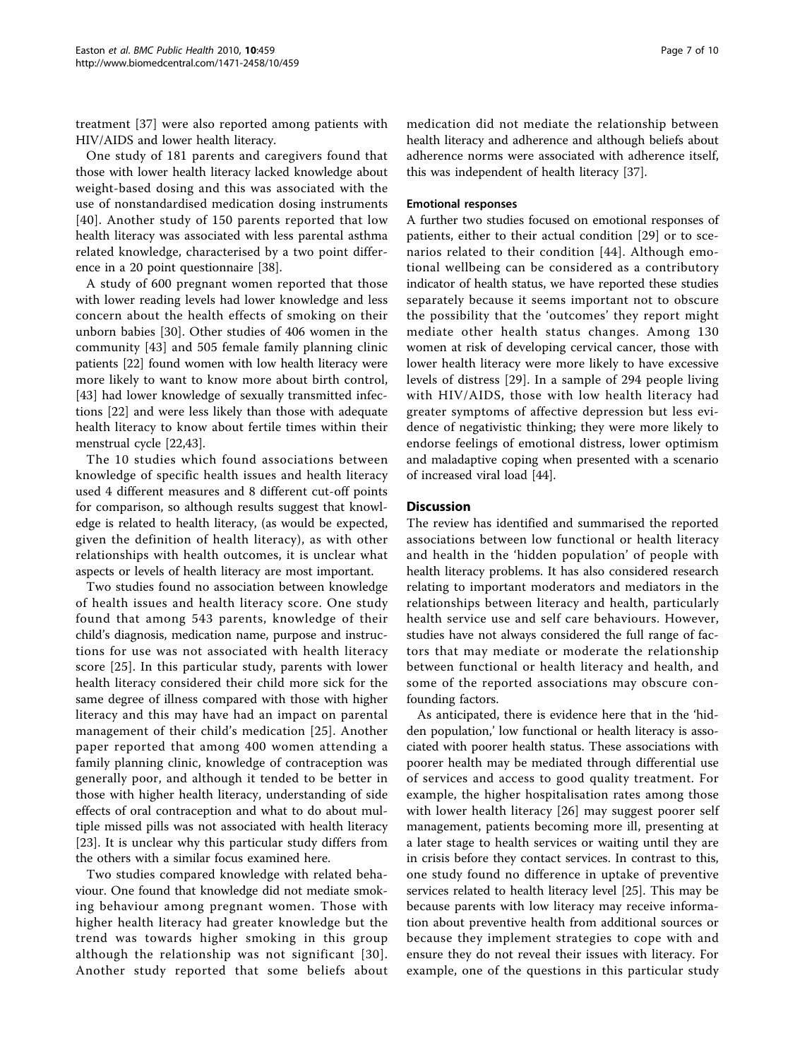treatment [37] were also reported among patients with HIV/AIDS and lower health literacy.

One study of 181 parents and caregivers found that those with lower health literacy lacked knowledge about weight-based dosing and this was associated with the use of nonstandardised medication dosing instruments [40]. Another study of 150 parents reported that low health literacy was associated with less parental asthma related knowledge, characterised by a two point difference in a 20 point questionnaire [38].

A study of 600 pregnant women reported that those with lower reading levels had lower knowledge and less concern about the health effects of smoking on their unborn babies [30]. Other studies of 406 women in the community [43] and 505 female family planning clinic patients [22] found women with low health literacy were more likely to want to know more about birth control, [43] had lower knowledge of sexually transmitted infections [22] and were less likely than those with adequate health literacy to know about fertile times within their menstrual cycle [22,43].

The 10 studies which found associations between knowledge of specific health issues and health literacy used 4 different measures and 8 different cut-off points for comparison, so although results suggest that knowledge is related to health literacy, (as would be expected, given the definition of health literacy), as with other relationships with health outcomes, it is unclear what aspects or levels of health literacy are most important.

Two studies found no association between knowledge of health issues and health literacy score. One study found that among 543 parents, knowledge of their child's diagnosis, medication name, purpose and instructions for use was not associated with health literacy score [25]. In this particular study, parents with lower health literacy considered their child more sick for the same degree of illness compared with those with higher literacy and this may have had an impact on parental management of their child's medication [25]. Another paper reported that among 400 women attending a family planning clinic, knowledge of contraception was generally poor, and although it tended to be better in those with higher health literacy, understanding of side effects of oral contraception and what to do about multiple missed pills was not associated with health literacy [23]. It is unclear why this particular study differs from the others with a similar focus examined here.

Two studies compared knowledge with related behaviour. One found that knowledge did not mediate smoking behaviour among pregnant women. Those with higher health literacy had greater knowledge but the trend was towards higher smoking in this group although the relationship was not significant [30]. Another study reported that some beliefs about medication did not mediate the relationship between health literacy and adherence and although beliefs about adherence norms were associated with adherence itself, this was independent of health literacy [37].

#### Emotional responses

A further two studies focused on emotional responses of patients, either to their actual condition [29] or to scenarios related to their condition [44]. Although emotional wellbeing can be considered as a contributory indicator of health status, we have reported these studies separately because it seems important not to obscure the possibility that the 'outcomes' they report might mediate other health status changes. Among 130 women at risk of developing cervical cancer, those with lower health literacy were more likely to have excessive levels of distress [29]. In a sample of 294 people living with HIV/AIDS, those with low health literacy had greater symptoms of affective depression but less evidence of negativistic thinking; they were more likely to endorse feelings of emotional distress, lower optimism and maladaptive coping when presented with a scenario of increased viral load [44].

## Discussion

The review has identified and summarised the reported associations between low functional or health literacy and health in the 'hidden population' of people with health literacy problems. It has also considered research relating to important moderators and mediators in the relationships between literacy and health, particularly health service use and self care behaviours. However, studies have not always considered the full range of factors that may mediate or moderate the relationship between functional or health literacy and health, and some of the reported associations may obscure confounding factors.

As anticipated, there is evidence here that in the 'hidden population,' low functional or health literacy is associated with poorer health status. These associations with poorer health may be mediated through differential use of services and access to good quality treatment. For example, the higher hospitalisation rates among those with lower health literacy [26] may suggest poorer self management, patients becoming more ill, presenting at a later stage to health services or waiting until they are in crisis before they contact services. In contrast to this, one study found no difference in uptake of preventive services related to health literacy level [25]. This may be because parents with low literacy may receive information about preventive health from additional sources or because they implement strategies to cope with and ensure they do not reveal their issues with literacy. For example, one of the questions in this particular study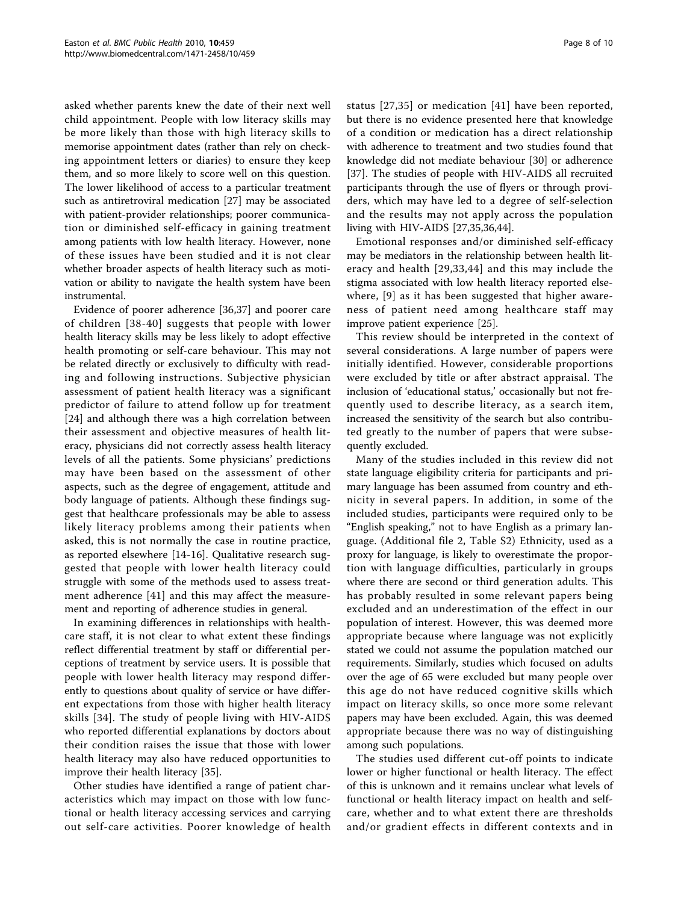asked whether parents knew the date of their next well child appointment. People with low literacy skills may be more likely than those with high literacy skills to memorise appointment dates (rather than rely on checking appointment letters or diaries) to ensure they keep them, and so more likely to score well on this question. The lower likelihood of access to a particular treatment such as antiretroviral medication [27] may be associated with patient-provider relationships; poorer communication or diminished self-efficacy in gaining treatment among patients with low health literacy. However, none of these issues have been studied and it is not clear whether broader aspects of health literacy such as motivation or ability to navigate the health system have been instrumental.

Evidence of poorer adherence [36,37] and poorer care of children [38-40] suggests that people with lower health literacy skills may be less likely to adopt effective health promoting or self-care behaviour. This may not be related directly or exclusively to difficulty with reading and following instructions. Subjective physician assessment of patient health literacy was a significant predictor of failure to attend follow up for treatment [24] and although there was a high correlation between their assessment and objective measures of health literacy, physicians did not correctly assess health literacy levels of all the patients. Some physicians' predictions may have been based on the assessment of other aspects, such as the degree of engagement, attitude and body language of patients. Although these findings suggest that healthcare professionals may be able to assess likely literacy problems among their patients when asked, this is not normally the case in routine practice, as reported elsewhere [14-16]. Qualitative research suggested that people with lower health literacy could struggle with some of the methods used to assess treatment adherence [41] and this may affect the measurement and reporting of adherence studies in general.

In examining differences in relationships with healthcare staff, it is not clear to what extent these findings reflect differential treatment by staff or differential perceptions of treatment by service users. It is possible that people with lower health literacy may respond differently to questions about quality of service or have different expectations from those with higher health literacy skills [34]. The study of people living with HIV-AIDS who reported differential explanations by doctors about their condition raises the issue that those with lower health literacy may also have reduced opportunities to improve their health literacy [35].

Other studies have identified a range of patient characteristics which may impact on those with low functional or health literacy accessing services and carrying out self-care activities. Poorer knowledge of health status [27,35] or medication [41] have been reported, but there is no evidence presented here that knowledge of a condition or medication has a direct relationship with adherence to treatment and two studies found that knowledge did not mediate behaviour [30] or adherence [37]. The studies of people with HIV-AIDS all recruited participants through the use of flyers or through providers, which may have led to a degree of self-selection and the results may not apply across the population living with HIV-AIDS [27,35,36,44].

Emotional responses and/or diminished self-efficacy may be mediators in the relationship between health literacy and health [29,33,44] and this may include the stigma associated with low health literacy reported elsewhere, [9] as it has been suggested that higher awareness of patient need among healthcare staff may improve patient experience [25].

This review should be interpreted in the context of several considerations. A large number of papers were initially identified. However, considerable proportions were excluded by title or after abstract appraisal. The inclusion of 'educational status,' occasionally but not frequently used to describe literacy, as a search item, increased the sensitivity of the search but also contributed greatly to the number of papers that were subsequently excluded.

Many of the studies included in this review did not state language eligibility criteria for participants and primary language has been assumed from country and ethnicity in several papers. In addition, in some of the included studies, participants were required only to be "English speaking," not to have English as a primary language. (Additional file 2, Table S2) Ethnicity, used as a proxy for language, is likely to overestimate the proportion with language difficulties, particularly in groups where there are second or third generation adults. This has probably resulted in some relevant papers being excluded and an underestimation of the effect in our population of interest. However, this was deemed more appropriate because where language was not explicitly stated we could not assume the population matched our requirements. Similarly, studies which focused on adults over the age of 65 were excluded but many people over this age do not have reduced cognitive skills which impact on literacy skills, so once more some relevant papers may have been excluded. Again, this was deemed appropriate because there was no way of distinguishing among such populations.

The studies used different cut-off points to indicate lower or higher functional or health literacy. The effect of this is unknown and it remains unclear what levels of functional or health literacy impact on health and self-care, whether and to what extent there are thresholds and/or gradient effects in different contexts and in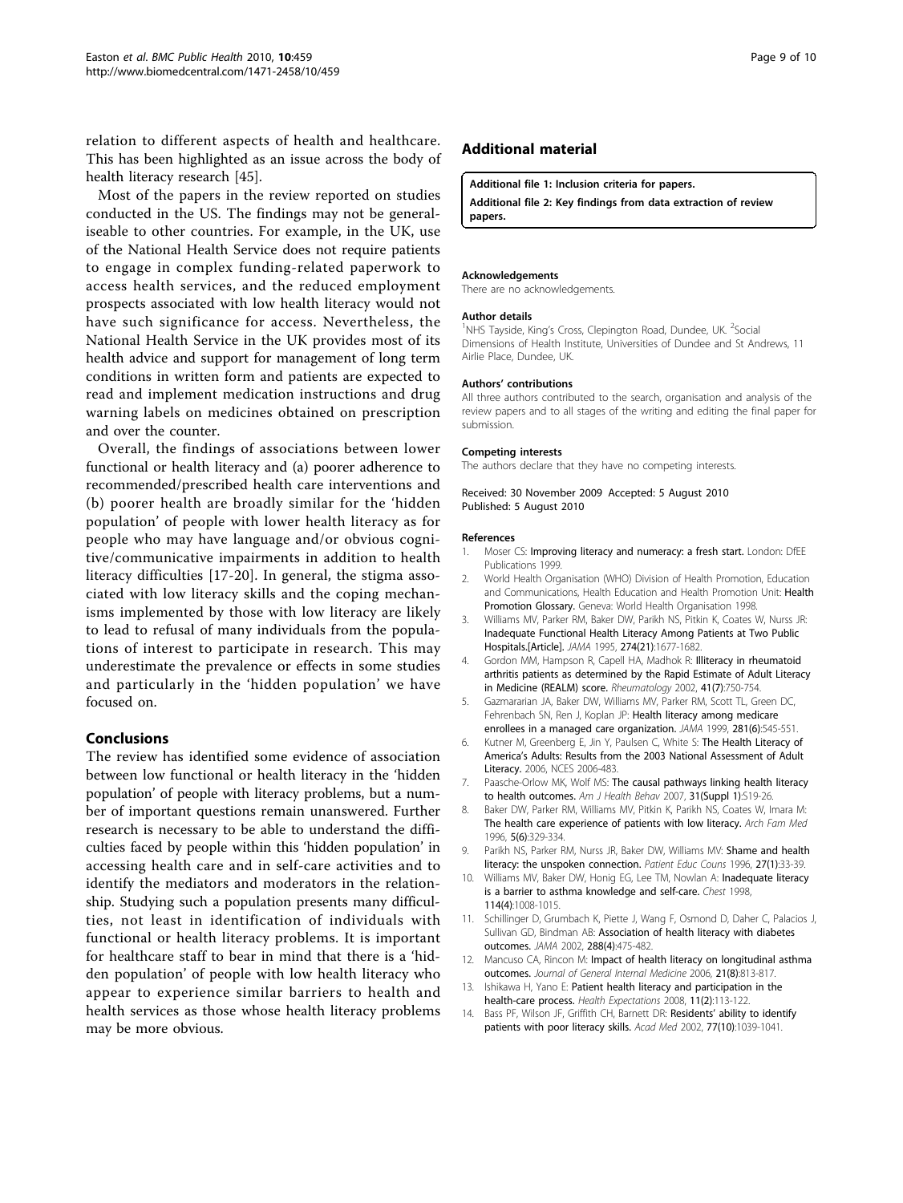relation to different aspects of health and healthcare. This has been highlighted as an issue across the body of health literacy research [45].

Most of the papers in the review reported on studies conducted in the US. The findings may not be generaliseable to other countries. For example, in the UK, use of the National Health Service does not require patients to engage in complex funding-related paperwork to access health services, and the reduced employment prospects associated with low health literacy would not have such significance for access. Nevertheless, the National Health Service in the UK provides most of its health advice and support for management of long term conditions in written form and patients are expected to read and implement medication instructions and drug warning labels on medicines obtained on prescription and over the counter.

Overall, the findings of associations between lower functional or health literacy and (a) poorer adherence to recommended/prescribed health care interventions and (b) poorer health are broadly similar for the 'hidden population' of people with lower health literacy as for people who may have language and/or obvious cognitive/communicative impairments in addition to health literacy difficulties [17-20]. In general, the stigma associated with low literacy skills and the coping mechanisms implemented by those with low literacy are likely to lead to refusal of many individuals from the populations of interest to participate in research. This may underestimate the prevalence or effects in some studies and particularly in the 'hidden population' we have focused on.

## Conclusions

The review has identified some evidence of association between low functional or health literacy in the 'hidden population' of people with literacy problems, but a number of important questions remain unanswered. Further research is necessary to be able to understand the difficulties faced by people within this 'hidden population' in accessing health care and in self-care activities and to identify the mediators and moderators in the relationship. Studying such a population presents many difficulties, not least in identification of individuals with functional or health literacy problems. It is important for healthcare staff to bear in mind that there is a 'hidden population' of people with low health literacy who appear to experience similar barriers to health and health services as those whose health literacy problems may be more obvious.

## Additional material

**Additional file 1: Inclusion criteria for papers.**

**Additional file 2: Key findings from data extraction of review papers.**

#### Acknowledgements

There are no acknowledgements.

#### Author details

[1]NHS Tayside, King's Cross, Clepington Road, Dundee, UK. [2]Social Dimensions of Health Institute, Universities of Dundee and St Andrews, 11 Airlie Place, Dundee, UK.

#### Authors' contributions

All three authors contributed to the search, organisation and analysis of the review papers and to all stages of the writing and editing the final paper for submission.

#### Competing interests

The authors declare that they have no competing interests.

Received: 30 November 2009 Accepted: 5 August 2010
Published: 5 August 2010

#### References

1. Moser CS: **Improving literacy and numeracy: a fresh start.** London: DfEE Publications 1999.
2. World Health Organisation (WHO) Division of Health Promotion, Education and Communications, Health Education and Health Promotion Unit: **Health Promotion Glossary.** Geneva: World Health Organisation 1998.
3. Williams MV, Parker RM, Baker DW, Parikh NS, Pitkin K, Coates W, Nurss JR: **Inadequate Functional Health Literacy Among Patients at Two Public Hospitals.[Article].** *JAMA* 1995, **274(21)**:1677-1682.
4. Gordon MM, Hampson R, Capell HA, Madhok R: **Illiteracy in rheumatoid arthritis patients as determined by the Rapid Estimate of Adult Literacy in Medicine (REALM) score.** *Rheumatology* 2002, **41(7)**:750-754.
5. Gazmararian JA, Baker DW, Williams MV, Parker RM, Scott TL, Green DC, Fehrenbach SN, Ren J, Koplan JP: **Health literacy among medicare enrollees in a managed care organization.** *JAMA* 1999, **281(6)**:545-551.
6. Kutner M, Greenberg E, Jin Y, Paulsen C, White S: **The Health Literacy of America's Adults: Results from the 2003 National Assessment of Adult Literacy.** 2006, NCES 2006-483.
7. Paasche-Orlow MK, Wolf MS: **The causal pathways linking health literacy to health outcomes.** *Am J Health Behav* 2007, **31(Suppl 1)**:S19-26.
8. Baker DW, Parker RM, Williams MV, Pitkin K, Parikh NS, Coates W, Imara M: **The health care experience of patients with low literacy.** *Arch Fam Med* 1996, **5(6)**:329-334.
9. Parikh NS, Parker RM, Nurss JR, Baker DW, Williams MV: **Shame and health literacy: the unspoken connection.** *Patient Educ Couns* 1996, **27(1)**:33-39.
10. Williams MV, Baker DW, Honig EG, Lee TM, Nowlan A: **Inadequate literacy is a barrier to asthma knowledge and self-care.** *Chest* 1998, **114(4)**:1008-1015.
11. Schillinger D, Grumbach K, Piette J, Wang F, Osmond D, Daher C, Palacios J, Sullivan GD, Bindman AB: **Association of health literacy with diabetes outcomes.** *JAMA* 2002, **288(4)**:475-482.
12. Mancuso CA, Rincon M: **Impact of health literacy on longitudinal asthma outcomes.** *Journal of General Internal Medicine* 2006, **21(8)**:813-817.
13. Ishikawa H, Yano E: **Patient health literacy and participation in the health-care process.** *Health Expectations* 2008, **11(2)**:113-122.
14. Bass PF, Wilson JF, Griffith CH, Barnett DR: **Residents' ability to identify patients with poor literacy skills.** *Acad Med* 2002, **77(10)**:1039-1041.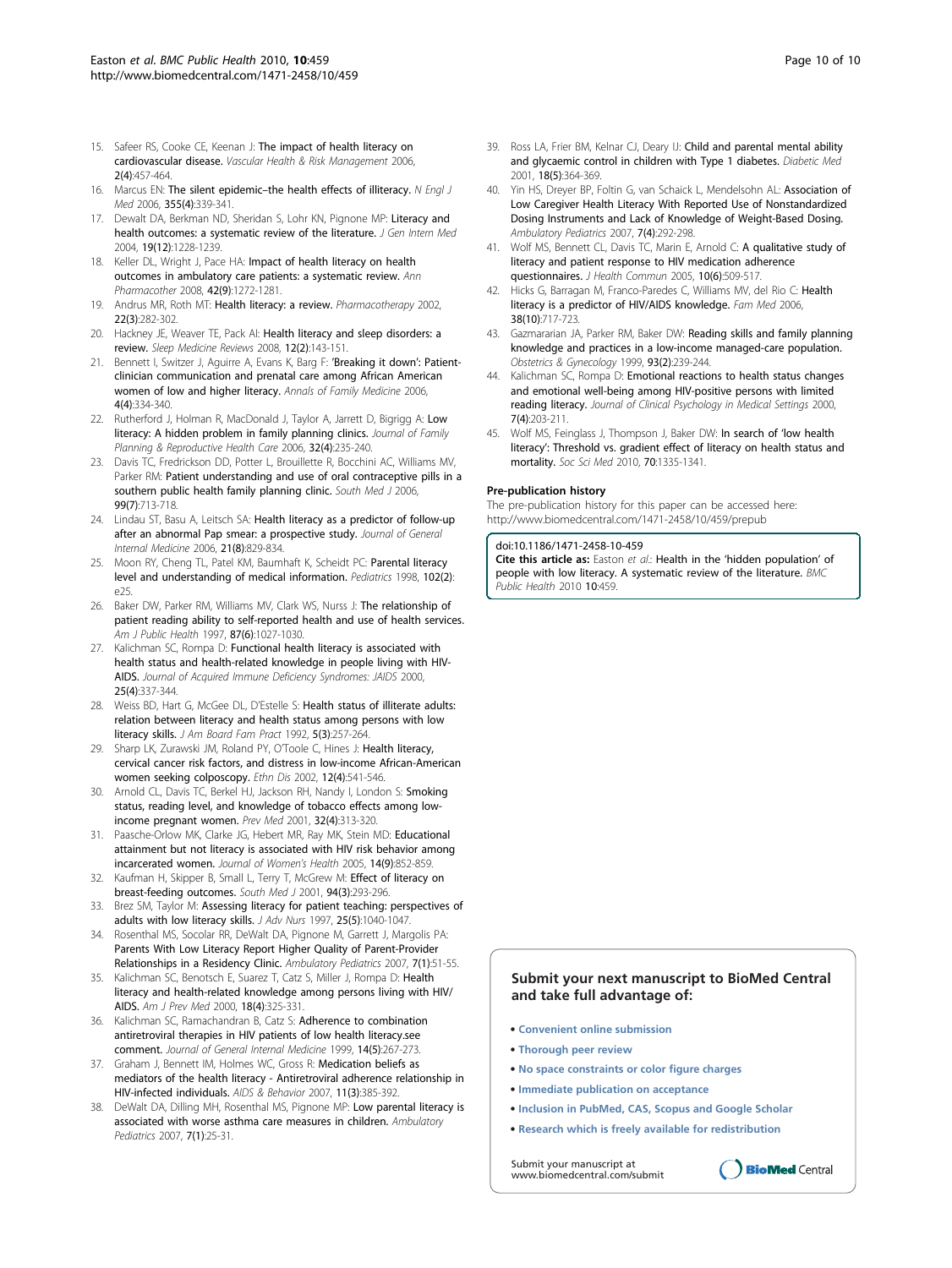15. Safeer RS, Cooke CE, Keenan J: **The impact of health literacy on cardiovascular disease.** *Vascular Health & Risk Management* 2006, **2(4)**:457-464.
16. Marcus EN: **The silent epidemic–the health effects of illiteracy.** *N Engl J Med* 2006, **355(4)**:339-341.
17. Dewalt DA, Berkman ND, Sheridan S, Lohr KN, Pignone MP: **Literacy and health outcomes: a systematic review of the literature.** *J Gen Intern Med* 2004, **19(12)**:1228-1239.
18. Keller DL, Wright J, Pace HA: **Impact of health literacy on health outcomes in ambulatory care patients: a systematic review.** *Ann Pharmacother* 2008, **42(9)**:1272-1281.
19. Andrus MR, Roth MT: **Health literacy: a review.** *Pharmacotherapy* 2002, **22(3)**:282-302.
20. Hackney JE, Weaver TE, Pack AI: **Health literacy and sleep disorders: a review.** *Sleep Medicine Reviews* 2008, **12(2)**:143-151.
21. Bennett I, Switzer J, Aguirre A, Evans K, Barg F: **'Breaking it down': Patient-clinician communication and prenatal care among African American women of low and higher literacy.** *Annals of Family Medicine* 2006, **4(4)**:334-340.
22. Rutherford J, Holman R, MacDonald J, Taylor A, Jarrett D, Bigrigg A: **Low literacy: A hidden problem in family planning clinics.** *Journal of Family Planning & Reproductive Health Care* 2006, **32(4)**:235-240.
23. Davis TC, Fredrickson DD, Potter L, Brouillette R, Bocchini AC, Williams MV, Parker RM: **Patient understanding and use of oral contraceptive pills in a southern public health family planning clinic.** *South Med J* 2006, **99(7)**:713-718.
24. Lindau ST, Basu A, Leitsch SA: **Health literacy as a predictor of follow-up after an abnormal Pap smear: a prospective study.** *Journal of General Internal Medicine* 2006, **21(8)**:829-834.
25. Moon RY, Cheng TL, Patel KM, Baumhaft K, Scheidt PC: **Parental literacy level and understanding of medical information.** *Pediatrics* 1998, **102(2)**: e25.
26. Baker DW, Parker RM, Williams MV, Clark WS, Nurss J: **The relationship of patient reading ability to self-reported health and use of health services.** *Am J Public Health* 1997, **87(6)**:1027-1030.
27. Kalichman SC, Rompa D: **Functional health literacy is associated with health status and health-related knowledge in people living with HIV-AIDS.** *Journal of Acquired Immune Deficiency Syndromes: JAIDS* 2000, **25(4)**:337-344.
28. Weiss BD, Hart G, McGee DL, D'Estelle S: **Health status of illiterate adults: relation between literacy and health status among persons with low literacy skills.** *J Am Board Fam Pract* 1992, **5(3)**:257-264.
29. Sharp LK, Zurawski JM, Roland PY, O'Toole C, Hines J: **Health literacy, cervical cancer risk factors, and distress in low-income African-American women seeking colposcopy.** *Ethn Dis* 2002, **12(4)**:541-546.
30. Arnold CL, Davis TC, Berkel HJ, Jackson RH, Nandy I, London S: **Smoking status, reading level, and knowledge of tobacco effects among low-income pregnant women.** *Prev Med* 2001, **32(4)**:313-320.
31. Paasche-Orlow MK, Clarke JG, Hebert MR, Ray MK, Stein MD: **Educational attainment but not literacy is associated with HIV risk behavior among incarcerated women.** *Journal of Women's Health* 2005, **14(9)**:852-859.
32. Kaufman H, Skipper B, Small L, Terry T, McGrew M: **Effect of literacy on breast-feeding outcomes.** *South Med J* 2001, **94(3)**:293-296.
33. Brez SM, Taylor M: **Assessing literacy for patient teaching: perspectives of adults with low literacy skills.** *J Adv Nurs* 1997, **25(5)**:1040-1047.
34. Rosenthal MS, Socolar RR, DeWalt DA, Pignone M, Garrett J, Margolis PA: **Parents With Low Literacy Report Higher Quality of Parent-Provider Relationships in a Residency Clinic.** *Ambulatory Pediatrics* 2007, **7(1)**:51-55.
35. Kalichman SC, Benotsch E, Suarez T, Catz S, Miller J, Rompa D: **Health literacy and health-related knowledge among persons living with HIV/AIDS.** *Am J Prev Med* 2000, **18(4)**:325-331.
36. Kalichman SC, Ramachandran B, Catz S: **Adherence to combination antiretroviral therapies in HIV patients of low health literacy.see comment.** *Journal of General Internal Medicine* 1999, **14(5)**:267-273.
37. Graham J, Bennett IM, Holmes WC, Gross R: **Medication beliefs as mediators of the health literacy - Antiretroviral adherence relationship in HIV-infected individuals.** *AIDS & Behavior* 2007, **11(3)**:385-392.
38. DeWalt DA, Dilling MH, Rosenthal MS, Pignone MP: **Low parental literacy is associated with worse asthma care measures in children.** *Ambulatory Pediatrics* 2007, **7(1)**:25-31.
39. Ross LA, Frier BM, Kelnar CJ, Deary IJ: **Child and parental mental ability and glycaemic control in children with Type 1 diabetes.** *Diabetic Med* 2001, **18(5)**:364-369.
40. Yin HS, Dreyer BP, Foltin G, van Schaick L, Mendelsohn AL: **Association of Low Caregiver Health Literacy With Reported Use of Nonstandardized Dosing Instruments and Lack of Knowledge of Weight-Based Dosing.** *Ambulatory Pediatrics* 2007, **7(4)**:292-298.
41. Wolf MS, Bennett CL, Davis TC, Marin E, Arnold C: **A qualitative study of literacy and patient response to HIV medication adherence questionnaires.** *J Health Commun* 2005, **10(6)**:509-517.
42. Hicks G, Barragan M, Franco-Paredes C, Williams MV, del Rio C: **Health literacy is a predictor of HIV/AIDS knowledge.** *Fam Med* 2006, **38(10)**:717-723.
43. Gazmararian JA, Parker RM, Baker DW: **Reading skills and family planning knowledge and practices in a low-income managed-care population.** *Obstetrics & Gynecology* 1999, **93(2)**:239-244.
44. Kalichman SC, Rompa D: **Emotional reactions to health status changes and emotional well-being among HIV-positive persons with limited reading literacy.** *Journal of Clinical Psychology in Medical Settings* 2000, **7(4)**:203-211.
45. Wolf MS, Feinglass J, Thompson J, Baker DW: **In search of 'low health literacy': Threshold vs. gradient effect of literacy on health status and mortality.** *Soc Sci Med* 2010, **70**:1335-1341.

### Pre-publication history

The pre-publication history for this paper can be accessed here:
http://www.biomedcentral.com/1471-2458/10/459/prepub

doi:10.1186/1471-2458-10-459
**Cite this article as:** Easton *et al.*: Health in the 'hidden population' of people with low literacy. A systematic review of the literature. *BMC Public Health* 2010 **10**:459.

**Submit your next manuscript to BioMed Central and take full advantage of:**

- Convenient online submission
- Thorough peer review
- No space constraints or color figure charges
- Immediate publication on acceptance
- Inclusion in PubMed, CAS, Scopus and Google Scholar
- Research which is freely available for redistribution

Submit your manuscript at
www.biomedcentral.com/submit

BioMed Central